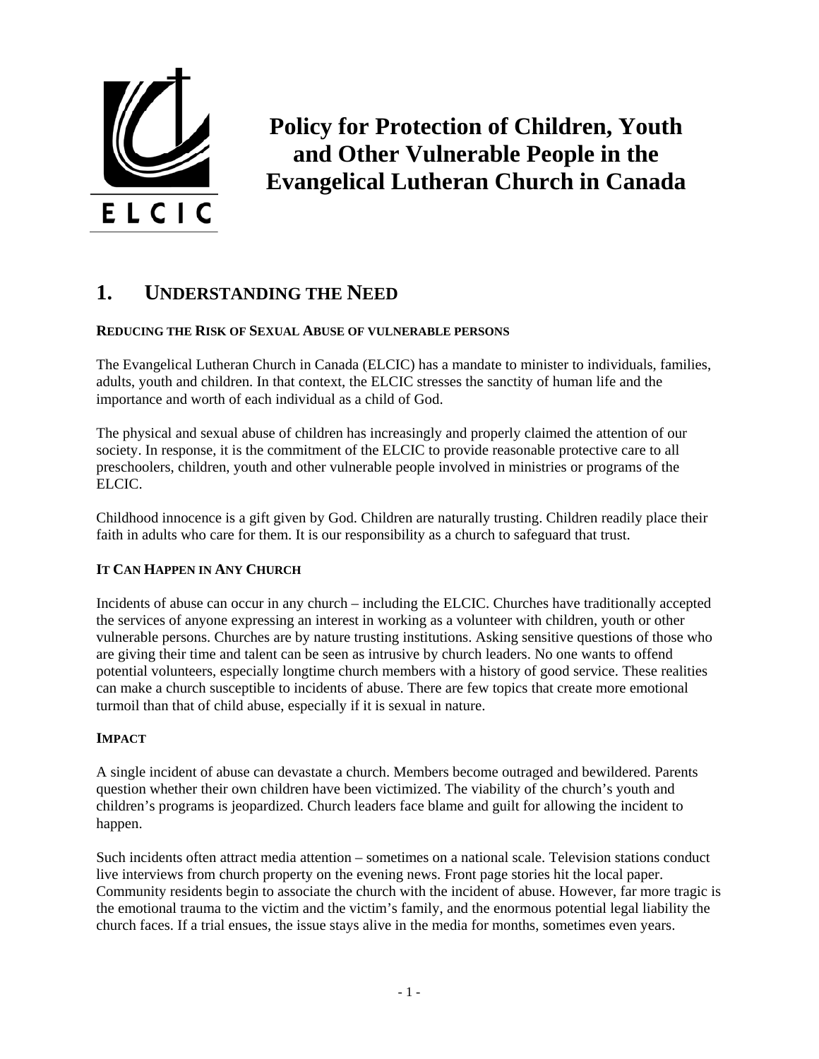ELCIC

# Policy for Protection of Children, Youth and Other Vulnerable People in the Evangelical Lutheran Church in Canada

## 1. Understanding the Need

### Reducing the Risk of Sexual Abuse of vulnerable persons

The Evangelical Lutheran Church in Canada (ELCIC) has a mandate to minister to individuals, families, adults, youth and children. In that context, the ELCIC stresses the sanctity of human life and the importance and worth of each individual as a child of God.

The physical and sexual abuse of children has increasingly and properly claimed the attention of our society. In response, it is the commitment of the ELCIC to provide reasonable protective care to all preschoolers, children, youth and other vulnerable people involved in ministries or programs of the ELCIC.

Childhood innocence is a gift given by God. Children are naturally trusting. Children readily place their faith in adults who care for them. It is our responsibility as a church to safeguard that trust.

### It Can Happen in Any Church

Incidents of abuse can occur in any church – including the ELCIC. Churches have traditionally accepted the services of anyone expressing an interest in working as a volunteer with children, youth or other vulnerable persons. Churches are by nature trusting institutions. Asking sensitive questions of those who are giving their time and talent can be seen as intrusive by church leaders. No one wants to offend potential volunteers, especially longtime church members with a history of good service. These realities can make a church susceptible to incidents of abuse. There are few topics that create more emotional turmoil than that of child abuse, especially if it is sexual in nature.

### Impact

A single incident of abuse can devastate a church. Members become outraged and bewildered. Parents question whether their own children have been victimized. The viability of the church's youth and children's programs is jeopardized. Church leaders face blame and guilt for allowing the incident to happen.

Such incidents often attract media attention – sometimes on a national scale. Television stations conduct live interviews from church property on the evening news. Front page stories hit the local paper. Community residents begin to associate the church with the incident of abuse. However, far more tragic is the emotional trauma to the victim and the victim's family, and the enormous potential legal liability the church faces. If a trial ensues, the issue stays alive in the media for months, sometimes even years.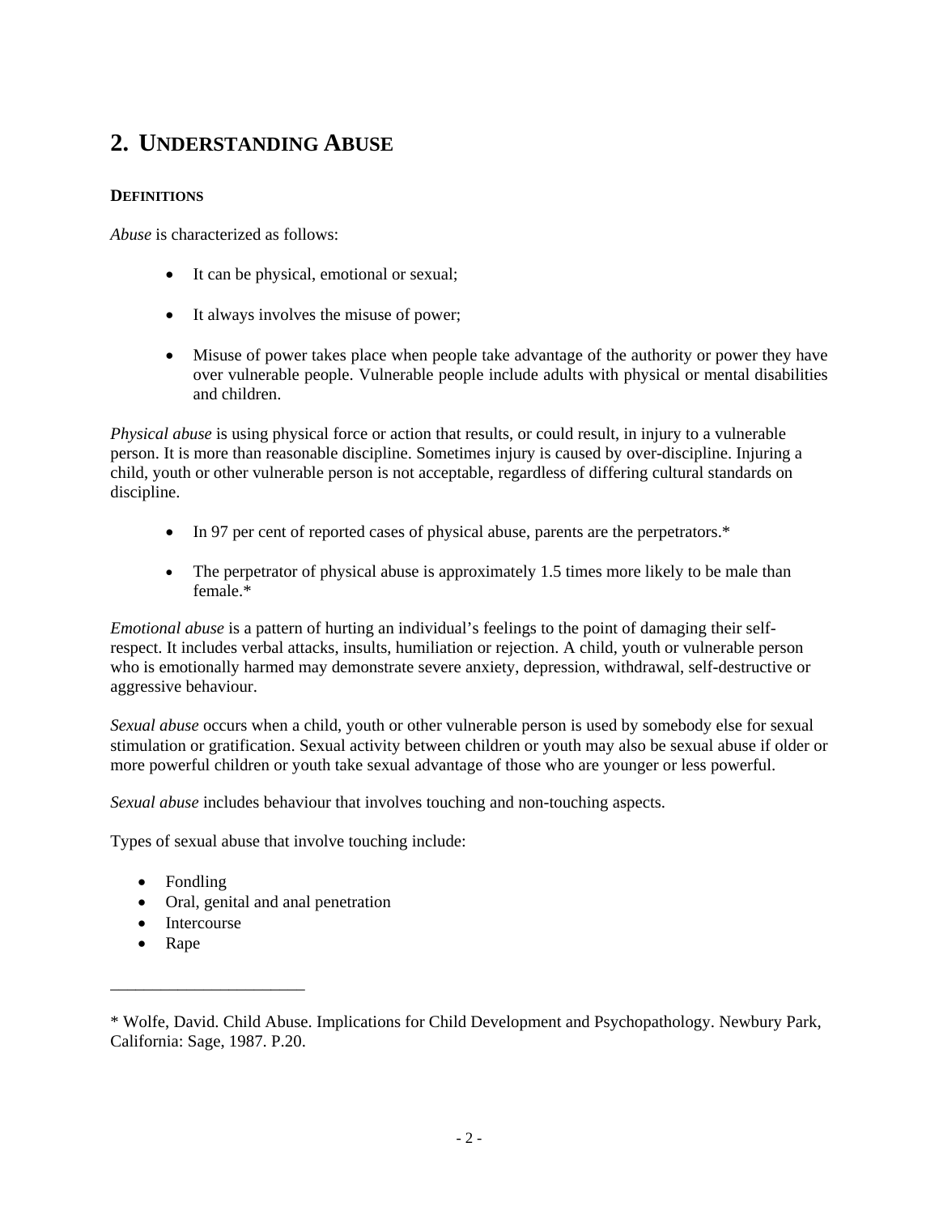# 2. Understanding Abuse

**Definitions**

*Abuse* is characterized as follows:

- It can be physical, emotional or sexual;
- It always involves the misuse of power;
- Misuse of power takes place when people take advantage of the authority or power they have over vulnerable people. Vulnerable people include adults with physical or mental disabilities and children.

*Physical abuse* is using physical force or action that results, or could result, in injury to a vulnerable person. It is more than reasonable discipline. Sometimes injury is caused by over-discipline. Injuring a child, youth or other vulnerable person is not acceptable, regardless of differing cultural standards on discipline.

- In 97 per cent of reported cases of physical abuse, parents are the perpetrators.*
- The perpetrator of physical abuse is approximately 1.5 times more likely to be male than female.*

*Emotional abuse* is a pattern of hurting an individual's feelings to the point of damaging their self-respect. It includes verbal attacks, insults, humiliation or rejection. A child, youth or vulnerable person who is emotionally harmed may demonstrate severe anxiety, depression, withdrawal, self-destructive or aggressive behaviour.

*Sexual abuse* occurs when a child, youth or other vulnerable person is used by somebody else for sexual stimulation or gratification. Sexual activity between children or youth may also be sexual abuse if older or more powerful children or youth take sexual advantage of those who are younger or less powerful.

*Sexual abuse* includes behaviour that involves touching and non-touching aspects.

Types of sexual abuse that involve touching include:

- Fondling
- Oral, genital and anal penetration
- Intercourse
- Rape

---

* Wolfe, David. Child Abuse. Implications for Child Development and Psychopathology. Newbury Park, California: Sage, 1987. P.20.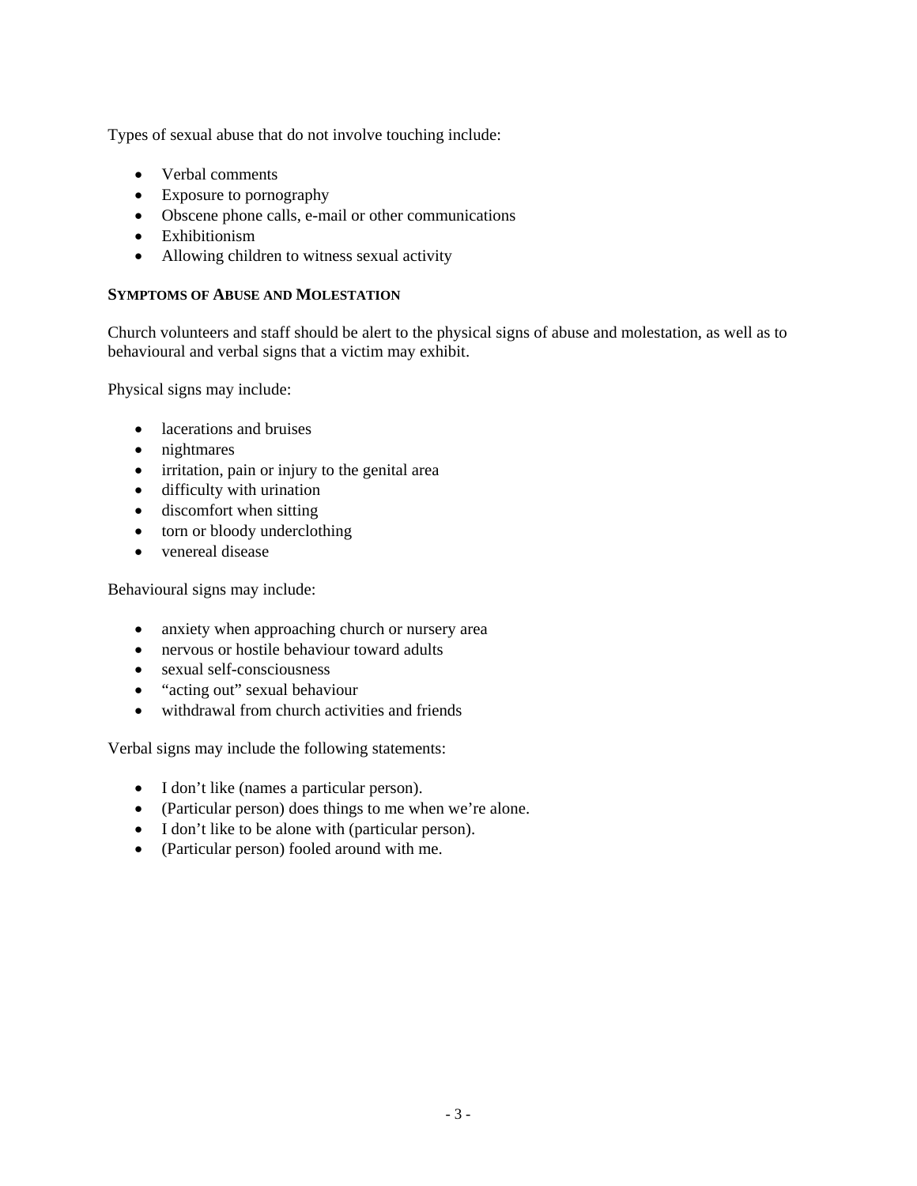Types of sexual abuse that do not involve touching include:

- Verbal comments
- Exposure to pornography
- Obscene phone calls, e-mail or other communications
- Exhibitionism
- Allowing children to witness sexual activity

### SYMPTOMS OF ABUSE AND MOLESTATION

Church volunteers and staff should be alert to the physical signs of abuse and molestation, as well as to behavioural and verbal signs that a victim may exhibit.

Physical signs may include:

- lacerations and bruises
- nightmares
- irritation, pain or injury to the genital area
- difficulty with urination
- discomfort when sitting
- torn or bloody underclothing
- venereal disease

Behavioural signs may include:

- anxiety when approaching church or nursery area
- nervous or hostile behaviour toward adults
- sexual self-consciousness
- "acting out" sexual behaviour
- withdrawal from church activities and friends

Verbal signs may include the following statements:

- I don't like (names a particular person).
- (Particular person) does things to me when we're alone.
- I don't like to be alone with (particular person).
- (Particular person) fooled around with me.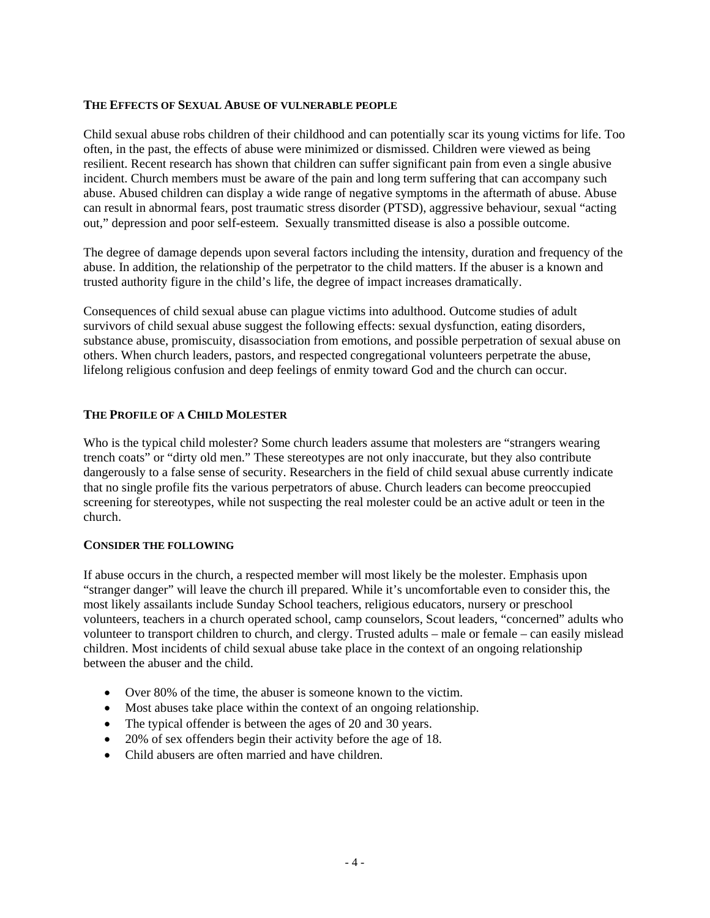## THE EFFECTS OF SEXUAL ABUSE OF VULNERABLE PEOPLE

Child sexual abuse robs children of their childhood and can potentially scar its young victims for life. Too often, in the past, the effects of abuse were minimized or dismissed. Children were viewed as being resilient. Recent research has shown that children can suffer significant pain from even a single abusive incident. Church members must be aware of the pain and long term suffering that can accompany such abuse. Abused children can display a wide range of negative symptoms in the aftermath of abuse. Abuse can result in abnormal fears, post traumatic stress disorder (PTSD), aggressive behaviour, sexual "acting out," depression and poor self-esteem. Sexually transmitted disease is also a possible outcome.

The degree of damage depends upon several factors including the intensity, duration and frequency of the abuse. In addition, the relationship of the perpetrator to the child matters. If the abuser is a known and trusted authority figure in the child's life, the degree of impact increases dramatically.

Consequences of child sexual abuse can plague victims into adulthood. Outcome studies of adult survivors of child sexual abuse suggest the following effects: sexual dysfunction, eating disorders, substance abuse, promiscuity, disassociation from emotions, and possible perpetration of sexual abuse on others. When church leaders, pastors, and respected congregational volunteers perpetrate the abuse, lifelong religious confusion and deep feelings of enmity toward God and the church can occur.

## THE PROFILE OF A CHILD MOLESTER

Who is the typical child molester? Some church leaders assume that molesters are "strangers wearing trench coats" or "dirty old men." These stereotypes are not only inaccurate, but they also contribute dangerously to a false sense of security. Researchers in the field of child sexual abuse currently indicate that no single profile fits the various perpetrators of abuse. Church leaders can become preoccupied screening for stereotypes, while not suspecting the real molester could be an active adult or teen in the church.

### CONSIDER THE FOLLOWING

If abuse occurs in the church, a respected member will most likely be the molester. Emphasis upon "stranger danger" will leave the church ill prepared. While it's uncomfortable even to consider this, the most likely assailants include Sunday School teachers, religious educators, nursery or preschool volunteers, teachers in a church operated school, camp counselors, Scout leaders, "concerned" adults who volunteer to transport children to church, and clergy. Trusted adults – male or female – can easily mislead children. Most incidents of child sexual abuse take place in the context of an ongoing relationship between the abuser and the child.

- Over 80% of the time, the abuser is someone known to the victim.
- Most abuses take place within the context of an ongoing relationship.
- The typical offender is between the ages of 20 and 30 years.
- 20% of sex offenders begin their activity before the age of 18.
- Child abusers are often married and have children.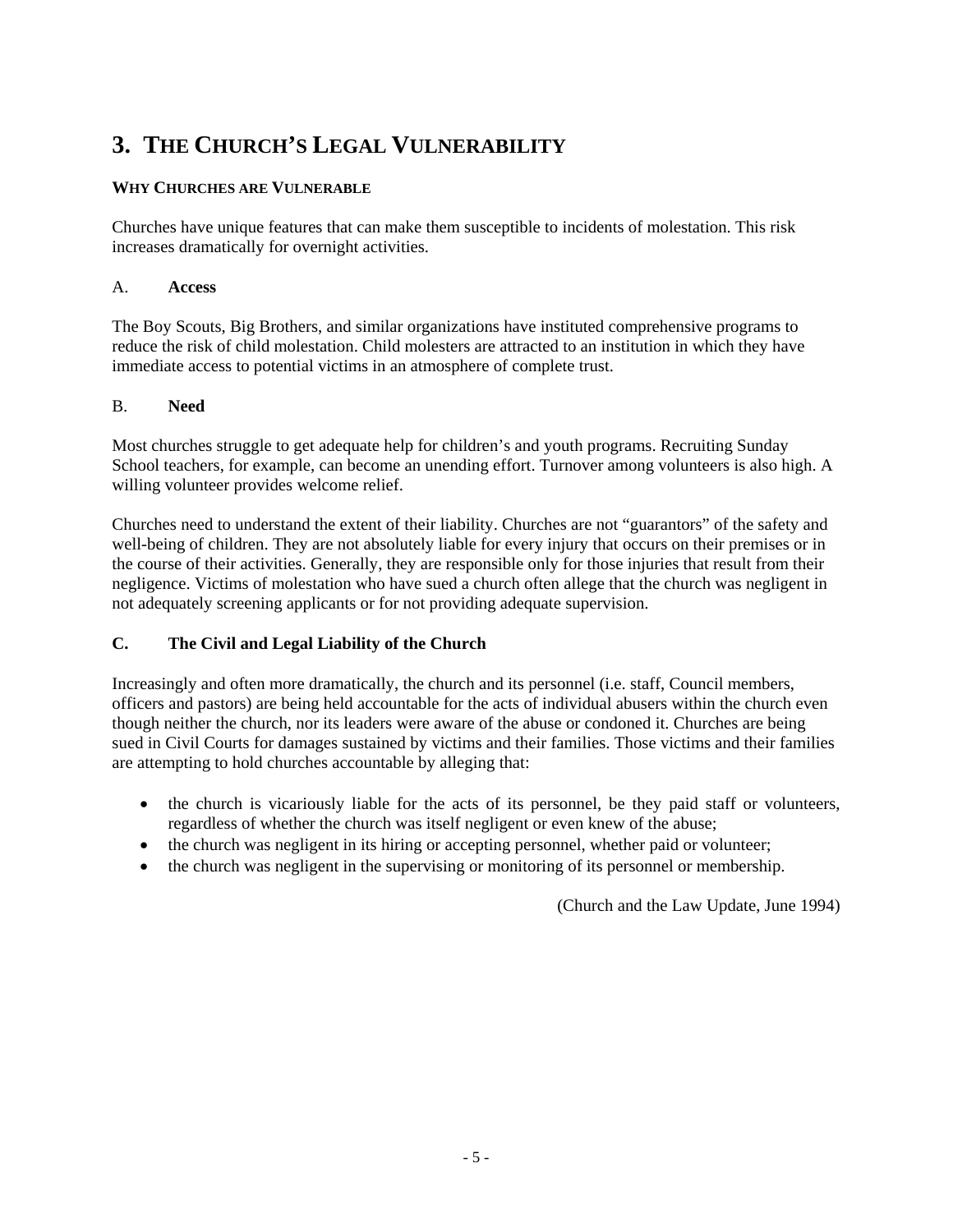# 3. THE CHURCH'S LEGAL VULNERABILITY

**WHY CHURCHES ARE VULNERABLE**

Churches have unique features that can make them susceptible to incidents of molestation. This risk increases dramatically for overnight activities.

A. **Access**

The Boy Scouts, Big Brothers, and similar organizations have instituted comprehensive programs to reduce the risk of child molestation. Child molesters are attracted to an institution in which they have immediate access to potential victims in an atmosphere of complete trust.

B. **Need**

Most churches struggle to get adequate help for children's and youth programs. Recruiting Sunday School teachers, for example, can become an unending effort. Turnover among volunteers is also high. A willing volunteer provides welcome relief.

Churches need to understand the extent of their liability. Churches are not "guarantors" of the safety and well-being of children. They are not absolutely liable for every injury that occurs on their premises or in the course of their activities. Generally, they are responsible only for those injuries that result from their negligence. Victims of molestation who have sued a church often allege that the church was negligent in not adequately screening applicants or for not providing adequate supervision.

**C. The Civil and Legal Liability of the Church**

Increasingly and often more dramatically, the church and its personnel (i.e. staff, Council members, officers and pastors) are being held accountable for the acts of individual abusers within the church even though neither the church, nor its leaders were aware of the abuse or condoned it. Churches are being sued in Civil Courts for damages sustained by victims and their families. Those victims and their families are attempting to hold churches accountable by alleging that:

- the church is vicariously liable for the acts of its personnel, be they paid staff or volunteers, regardless of whether the church was itself negligent or even knew of the abuse;
- the church was negligent in its hiring or accepting personnel, whether paid or volunteer;
- the church was negligent in the supervising or monitoring of its personnel or membership.

(Church and the Law Update, June 1994)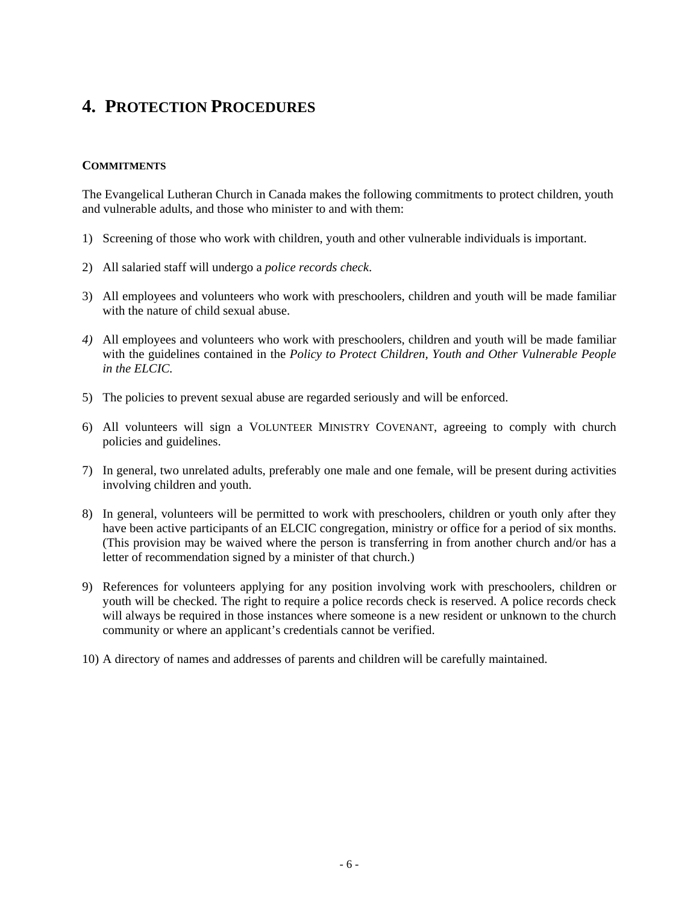# 4. PROTECTION PROCEDURES

**COMMITMENTS**

The Evangelical Lutheran Church in Canada makes the following commitments to protect children, youth and vulnerable adults, and those who minister to and with them:

1) Screening of those who work with children, youth and other vulnerable individuals is important.

2) All salaried staff will undergo a *police records check*.

3) All employees and volunteers who work with preschoolers, children and youth will be made familiar with the nature of child sexual abuse.

4) All employees and volunteers who work with preschoolers, children and youth will be made familiar with the guidelines contained in the *Policy to Protect Children, Youth and Other Vulnerable People in the ELCIC.*

5) The policies to prevent sexual abuse are regarded seriously and will be enforced.

6) All volunteers will sign a VOLUNTEER MINISTRY COVENANT, agreeing to comply with church policies and guidelines.

7) In general, two unrelated adults, preferably one male and one female, will be present during activities involving children and youth.

8) In general, volunteers will be permitted to work with preschoolers, children or youth only after they have been active participants of an ELCIC congregation, ministry or office for a period of six months. (This provision may be waived where the person is transferring in from another church and/or has a letter of recommendation signed by a minister of that church.)

9) References for volunteers applying for any position involving work with preschoolers, children or youth will be checked. The right to require a police records check is reserved. A police records check will always be required in those instances where someone is a new resident or unknown to the church community or where an applicant's credentials cannot be verified.

10) A directory of names and addresses of parents and children will be carefully maintained.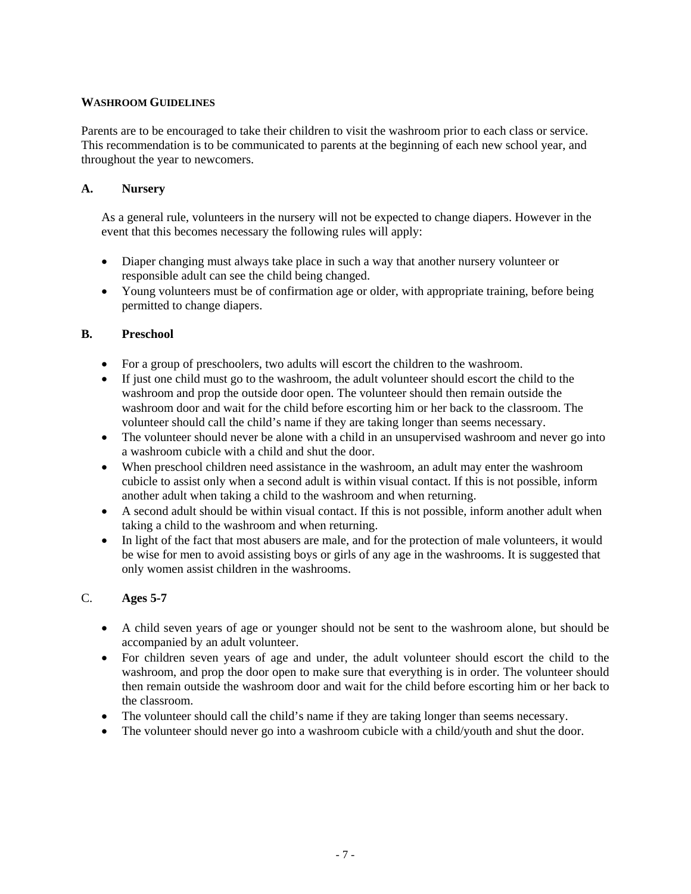## WASHROOM GUIDELINES

Parents are to be encouraged to take their children to visit the washroom prior to each class or service. This recommendation is to be communicated to parents at the beginning of each new school year, and throughout the year to newcomers.

### A. Nursery

As a general rule, volunteers in the nursery will not be expected to change diapers. However in the event that this becomes necessary the following rules will apply:

- Diaper changing must always take place in such a way that another nursery volunteer or responsible adult can see the child being changed.
- Young volunteers must be of confirmation age or older, with appropriate training, before being permitted to change diapers.

### B. Preschool

- For a group of preschoolers, two adults will escort the children to the washroom.
- If just one child must go to the washroom, the adult volunteer should escort the child to the washroom and prop the outside door open. The volunteer should then remain outside the washroom door and wait for the child before escorting him or her back to the classroom. The volunteer should call the child's name if they are taking longer than seems necessary.
- The volunteer should never be alone with a child in an unsupervised washroom and never go into a washroom cubicle with a child and shut the door.
- When preschool children need assistance in the washroom, an adult may enter the washroom cubicle to assist only when a second adult is within visual contact. If this is not possible, inform another adult when taking a child to the washroom and when returning.
- A second adult should be within visual contact. If this is not possible, inform another adult when taking a child to the washroom and when returning.
- In light of the fact that most abusers are male, and for the protection of male volunteers, it would be wise for men to avoid assisting boys or girls of any age in the washrooms. It is suggested that only women assist children in the washrooms.

### C. Ages 5-7

- A child seven years of age or younger should not be sent to the washroom alone, but should be accompanied by an adult volunteer.
- For children seven years of age and under, the adult volunteer should escort the child to the washroom, and prop the door open to make sure that everything is in order. The volunteer should then remain outside the washroom door and wait for the child before escorting him or her back to the classroom.
- The volunteer should call the child's name if they are taking longer than seems necessary.
- The volunteer should never go into a washroom cubicle with a child/youth and shut the door.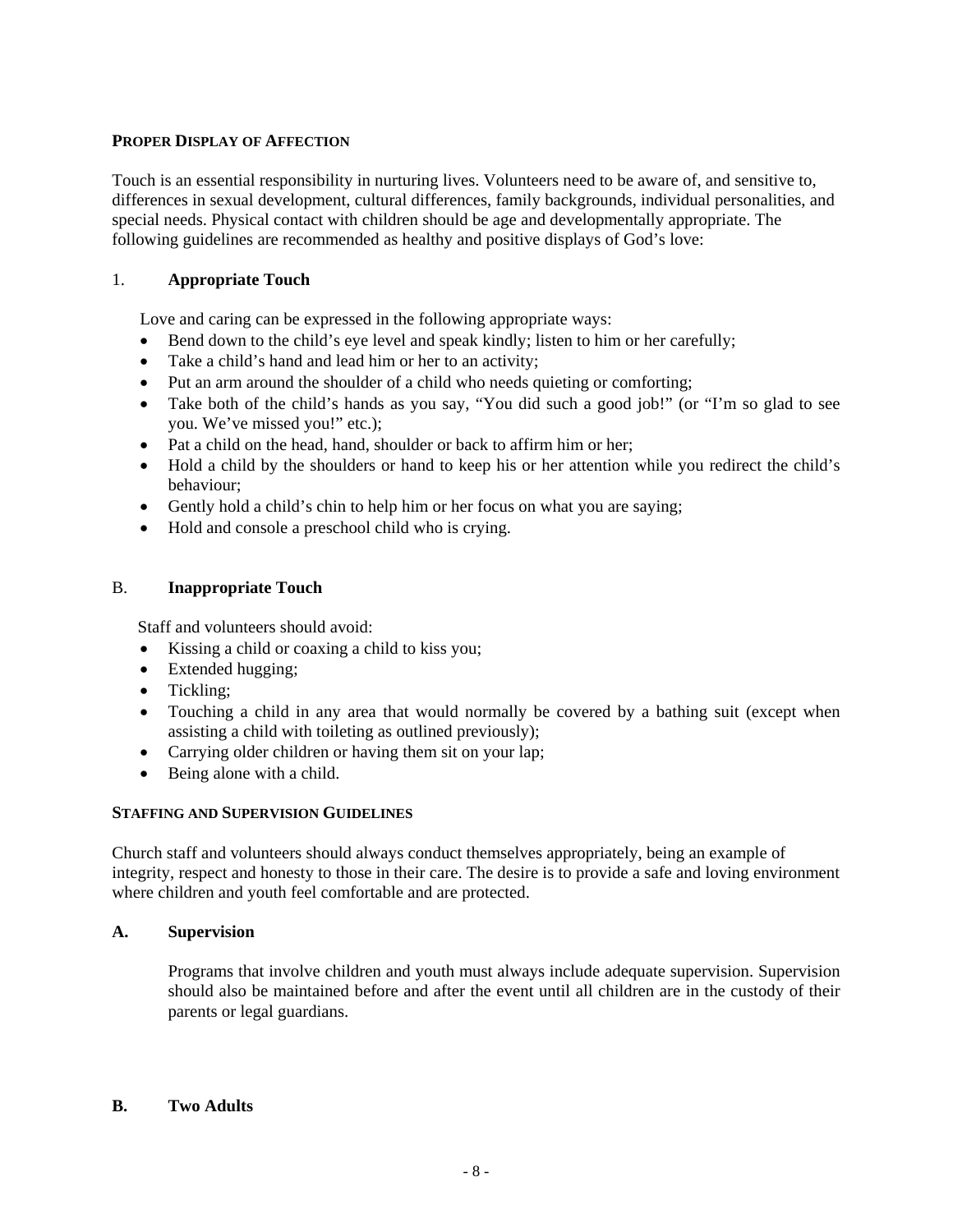## PROPER DISPLAY OF AFFECTION

Touch is an essential responsibility in nurturing lives. Volunteers need to be aware of, and sensitive to, differences in sexual development, cultural differences, family backgrounds, individual personalities, and special needs. Physical contact with children should be age and developmentally appropriate. The following guidelines are recommended as healthy and positive displays of God's love:

### 1. Appropriate Touch

Love and caring can be expressed in the following appropriate ways:

- Bend down to the child's eye level and speak kindly; listen to him or her carefully;
- Take a child's hand and lead him or her to an activity;
- Put an arm around the shoulder of a child who needs quieting or comforting;
- Take both of the child's hands as you say, "You did such a good job!" (or "I'm so glad to see you. We've missed you!" etc.);
- Pat a child on the head, hand, shoulder or back to affirm him or her;
- Hold a child by the shoulders or hand to keep his or her attention while you redirect the child's behaviour;
- Gently hold a child's chin to help him or her focus on what you are saying;
- Hold and console a preschool child who is crying.

### B. Inappropriate Touch

Staff and volunteers should avoid:

- Kissing a child or coaxing a child to kiss you;
- Extended hugging;
- Tickling;
- Touching a child in any area that would normally be covered by a bathing suit (except when assisting a child with toileting as outlined previously);
- Carrying older children or having them sit on your lap;
- Being alone with a child.

## STAFFING AND SUPERVISION GUIDELINES

Church staff and volunteers should always conduct themselves appropriately, being an example of integrity, respect and honesty to those in their care. The desire is to provide a safe and loving environment where children and youth feel comfortable and are protected.

### A. Supervision

Programs that involve children and youth must always include adequate supervision. Supervision should also be maintained before and after the event until all children are in the custody of their parents or legal guardians.

### B. Two Adults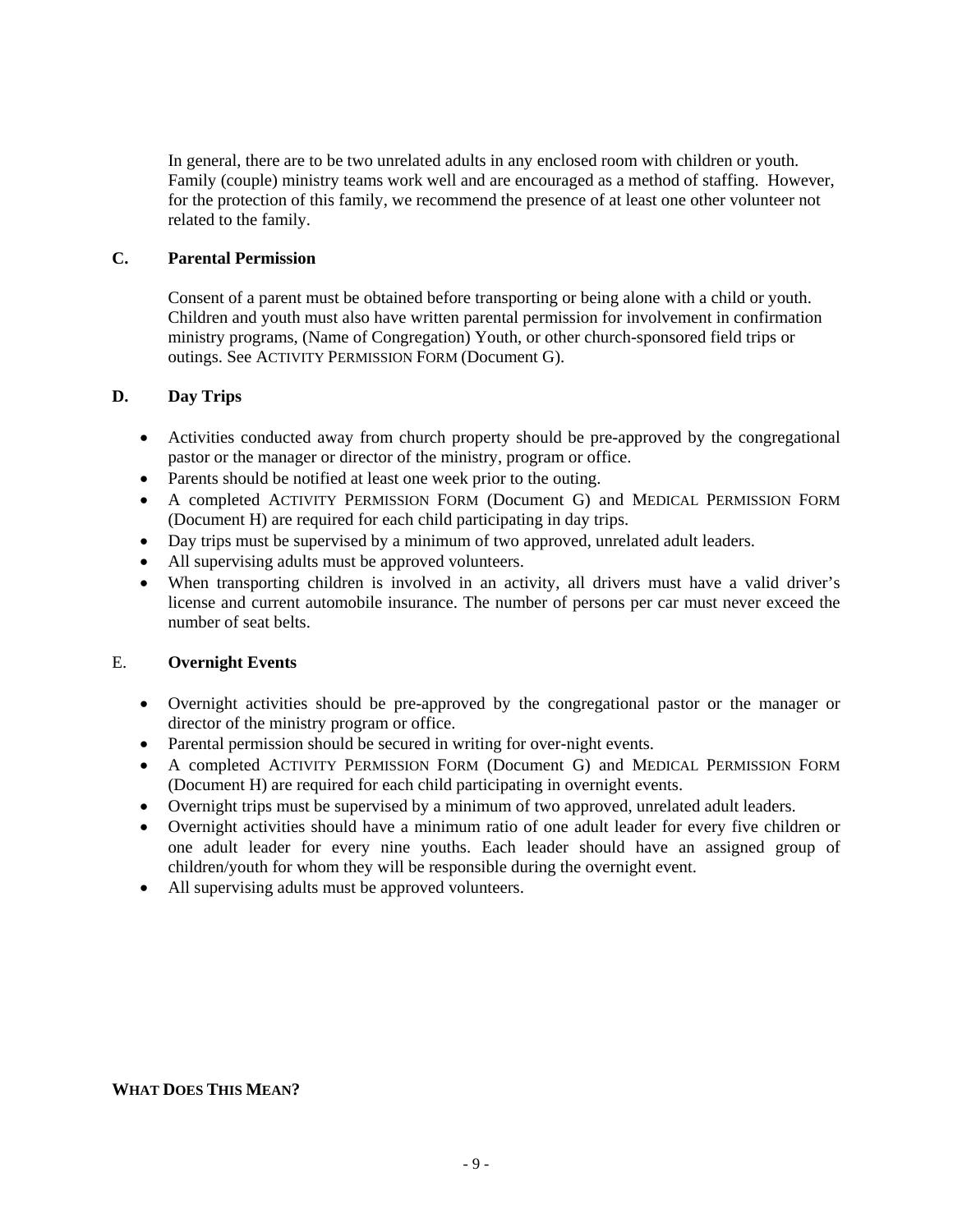In general, there are to be two unrelated adults in any enclosed room with children or youth. Family (couple) ministry teams work well and are encouraged as a method of staffing. However, for the protection of this family, we recommend the presence of at least one other volunteer not related to the family.

### C. Parental Permission

Consent of a parent must be obtained before transporting or being alone with a child or youth. Children and youth must also have written parental permission for involvement in confirmation ministry programs, (Name of Congregation) Youth, or other church-sponsored field trips or outings. See ACTIVITY PERMISSION FORM (Document G).

### D. Day Trips

- Activities conducted away from church property should be pre-approved by the congregational pastor or the manager or director of the ministry, program or office.
- Parents should be notified at least one week prior to the outing.
- A completed ACTIVITY PERMISSION FORM (Document G) and MEDICAL PERMISSION FORM (Document H) are required for each child participating in day trips.
- Day trips must be supervised by a minimum of two approved, unrelated adult leaders.
- All supervising adults must be approved volunteers.
- When transporting children is involved in an activity, all drivers must have a valid driver's license and current automobile insurance. The number of persons per car must never exceed the number of seat belts.

### E. Overnight Events

- Overnight activities should be pre-approved by the congregational pastor or the manager or director of the ministry program or office.
- Parental permission should be secured in writing for over-night events.
- A completed ACTIVITY PERMISSION FORM (Document G) and MEDICAL PERMISSION FORM (Document H) are required for each child participating in overnight events.
- Overnight trips must be supervised by a minimum of two approved, unrelated adult leaders.
- Overnight activities should have a minimum ratio of one adult leader for every five children or one adult leader for every nine youths. Each leader should have an assigned group of children/youth for whom they will be responsible during the overnight event.
- All supervising adults must be approved volunteers.

**WHAT DOES THIS MEAN?**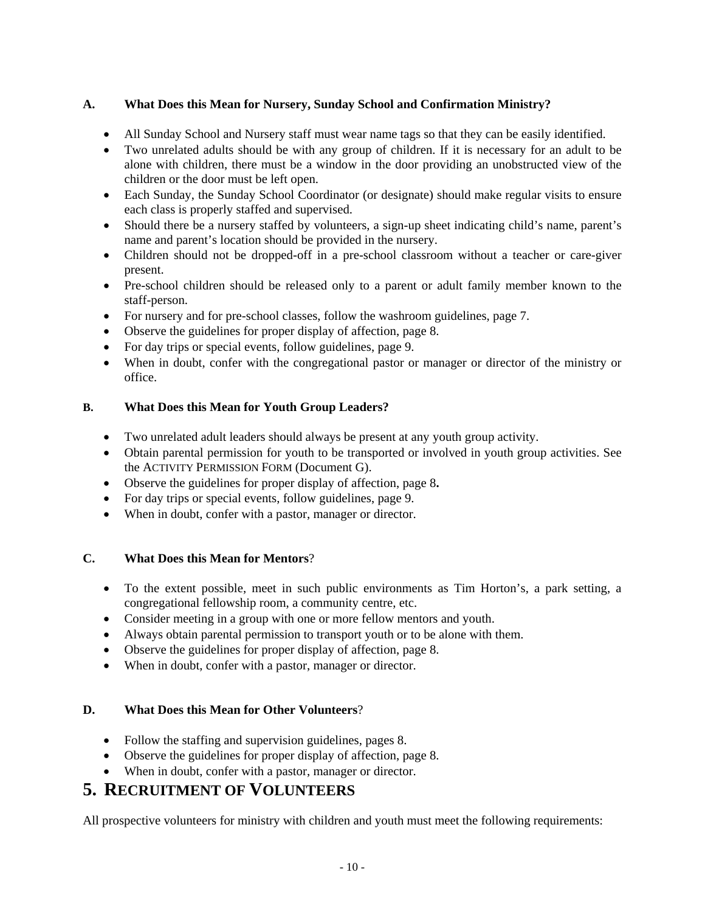### A. What Does this Mean for Nursery, Sunday School and Confirmation Ministry?

- All Sunday School and Nursery staff must wear name tags so that they can be easily identified.
- Two unrelated adults should be with any group of children. If it is necessary for an adult to be alone with children, there must be a window in the door providing an unobstructed view of the children or the door must be left open.
- Each Sunday, the Sunday School Coordinator (or designate) should make regular visits to ensure each class is properly staffed and supervised.
- Should there be a nursery staffed by volunteers, a sign-up sheet indicating child's name, parent's name and parent's location should be provided in the nursery.
- Children should not be dropped-off in a pre-school classroom without a teacher or care-giver present.
- Pre-school children should be released only to a parent or adult family member known to the staff-person.
- For nursery and for pre-school classes, follow the washroom guidelines, page 7.
- Observe the guidelines for proper display of affection, page 8.
- For day trips or special events, follow guidelines, page 9.
- When in doubt, confer with the congregational pastor or manager or director of the ministry or office.

### B. What Does this Mean for Youth Group Leaders?

- Two unrelated adult leaders should always be present at any youth group activity.
- Obtain parental permission for youth to be transported or involved in youth group activities. See the ACTIVITY PERMISSION FORM (Document G).
- Observe the guidelines for proper display of affection, page 8**.**
- For day trips or special events, follow guidelines, page 9.
- When in doubt, confer with a pastor, manager or director.

### C. What Does this Mean for Mentors?

- To the extent possible, meet in such public environments as Tim Horton's, a park setting, a congregational fellowship room, a community centre, etc.
- Consider meeting in a group with one or more fellow mentors and youth.
- Always obtain parental permission to transport youth or to be alone with them.
- Observe the guidelines for proper display of affection, page 8.
- When in doubt, confer with a pastor, manager or director.

### D. What Does this Mean for Other Volunteers?

- Follow the staffing and supervision guidelines, pages 8.
- Observe the guidelines for proper display of affection, page 8.
- When in doubt, confer with a pastor, manager or director.

## 5. RECRUITMENT OF VOLUNTEERS

All prospective volunteers for ministry with children and youth must meet the following requirements: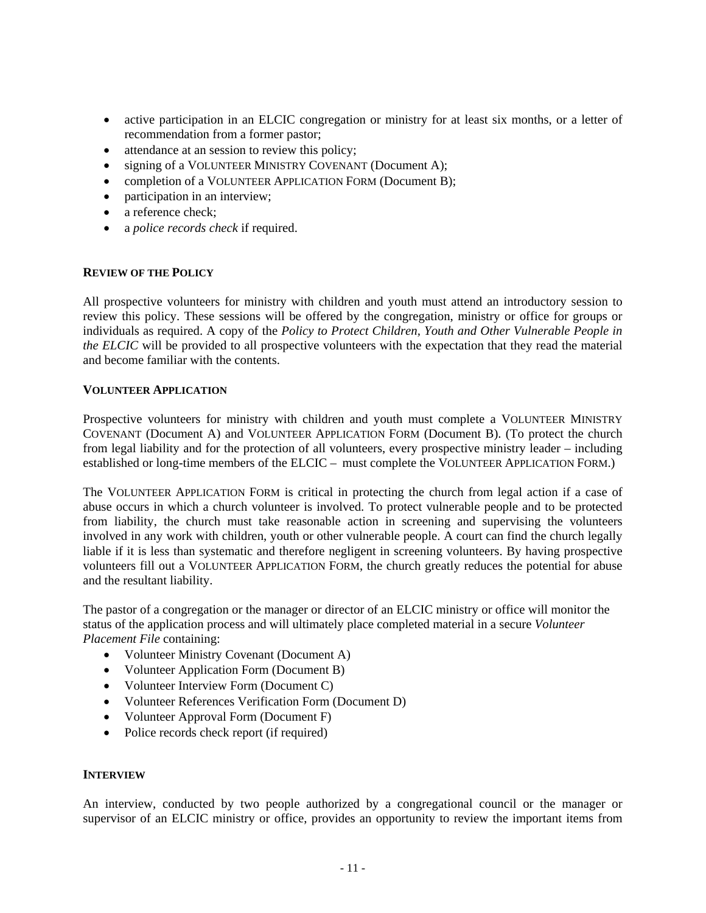- active participation in an ELCIC congregation or ministry for at least six months, or a letter of recommendation from a former pastor;
- attendance at an session to review this policy;
- signing of a VOLUNTEER MINISTRY COVENANT (Document A);
- completion of a VOLUNTEER APPLICATION FORM (Document B);
- participation in an interview;
- a reference check;
- a *police records check* if required.

#### REVIEW OF THE POLICY

All prospective volunteers for ministry with children and youth must attend an introductory session to review this policy. These sessions will be offered by the congregation, ministry or office for groups or individuals as required. A copy of the *Policy to Protect Children, Youth and Other Vulnerable People in the ELCIC* will be provided to all prospective volunteers with the expectation that they read the material and become familiar with the contents.

#### VOLUNTEER APPLICATION

Prospective volunteers for ministry with children and youth must complete a VOLUNTEER MINISTRY COVENANT (Document A) and VOLUNTEER APPLICATION FORM (Document B). (To protect the church from legal liability and for the protection of all volunteers, every prospective ministry leader – including established or long-time members of the ELCIC – must complete the VOLUNTEER APPLICATION FORM.)

The VOLUNTEER APPLICATION FORM is critical in protecting the church from legal action if a case of abuse occurs in which a church volunteer is involved. To protect vulnerable people and to be protected from liability, the church must take reasonable action in screening and supervising the volunteers involved in any work with children, youth or other vulnerable people. A court can find the church legally liable if it is less than systematic and therefore negligent in screening volunteers. By having prospective volunteers fill out a VOLUNTEER APPLICATION FORM, the church greatly reduces the potential for abuse and the resultant liability.

The pastor of a congregation or the manager or director of an ELCIC ministry or office will monitor the status of the application process and will ultimately place completed material in a secure *Volunteer Placement File* containing:

- Volunteer Ministry Covenant (Document A)
- Volunteer Application Form (Document B)
- Volunteer Interview Form (Document C)
- Volunteer References Verification Form (Document D)
- Volunteer Approval Form (Document F)
- Police records check report (if required)

#### INTERVIEW

An interview, conducted by two people authorized by a congregational council or the manager or supervisor of an ELCIC ministry or office, provides an opportunity to review the important items from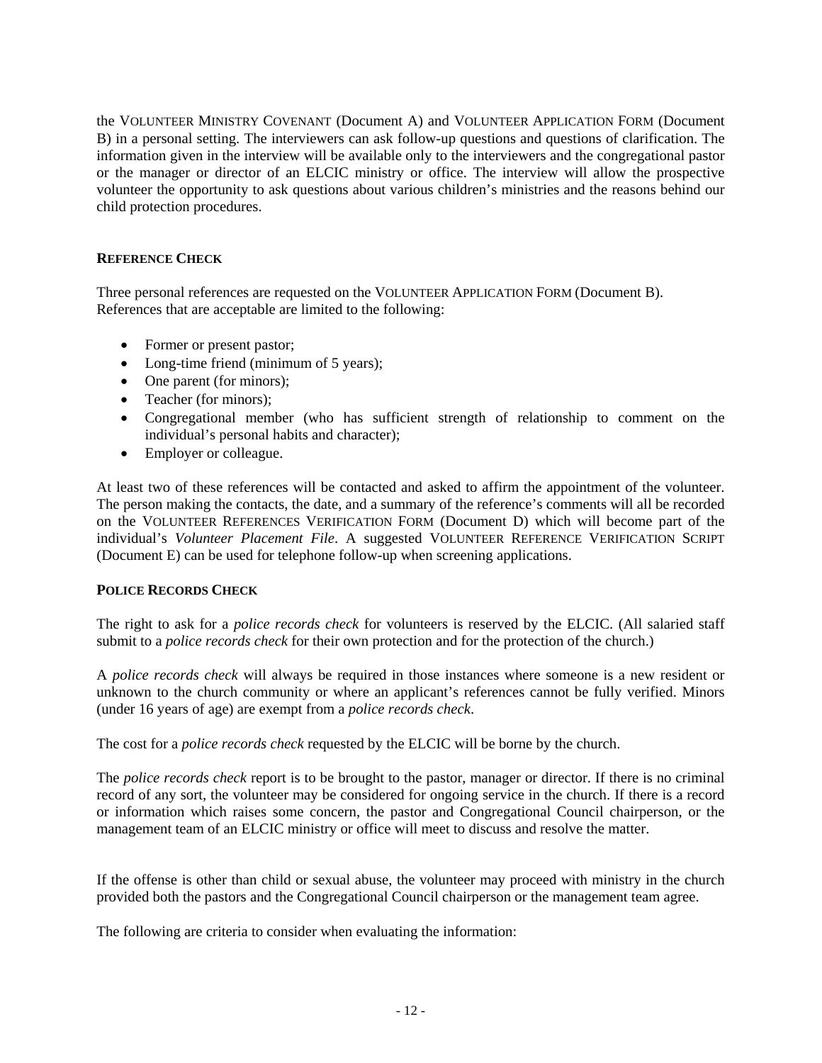the VOLUNTEER MINISTRY COVENANT (Document A) and VOLUNTEER APPLICATION FORM (Document B) in a personal setting. The interviewers can ask follow-up questions and questions of clarification. The information given in the interview will be available only to the interviewers and the congregational pastor or the manager or director of an ELCIC ministry or office. The interview will allow the prospective volunteer the opportunity to ask questions about various children's ministries and the reasons behind our child protection procedures.

**REFERENCE CHECK**

Three personal references are requested on the VOLUNTEER APPLICATION FORM (Document B). References that are acceptable are limited to the following:

- Former or present pastor;
- Long-time friend (minimum of 5 years);
- One parent (for minors);
- Teacher (for minors);
- Congregational member (who has sufficient strength of relationship to comment on the individual's personal habits and character);
- Employer or colleague.

At least two of these references will be contacted and asked to affirm the appointment of the volunteer. The person making the contacts, the date, and a summary of the reference's comments will all be recorded on the VOLUNTEER REFERENCES VERIFICATION FORM (Document D) which will become part of the individual's *Volunteer Placement File*. A suggested VOLUNTEER REFERENCE VERIFICATION SCRIPT (Document E) can be used for telephone follow-up when screening applications.

**POLICE RECORDS CHECK**

The right to ask for a *police records check* for volunteers is reserved by the ELCIC. (All salaried staff submit to a *police records check* for their own protection and for the protection of the church.)

A *police records check* will always be required in those instances where someone is a new resident or unknown to the church community or where an applicant's references cannot be fully verified. Minors (under 16 years of age) are exempt from a *police records check*.

The cost for a *police records check* requested by the ELCIC will be borne by the church.

The *police records check* report is to be brought to the pastor, manager or director. If there is no criminal record of any sort, the volunteer may be considered for ongoing service in the church. If there is a record or information which raises some concern, the pastor and Congregational Council chairperson, or the management team of an ELCIC ministry or office will meet to discuss and resolve the matter.

If the offense is other than child or sexual abuse, the volunteer may proceed with ministry in the church provided both the pastors and the Congregational Council chairperson or the management team agree.

The following are criteria to consider when evaluating the information: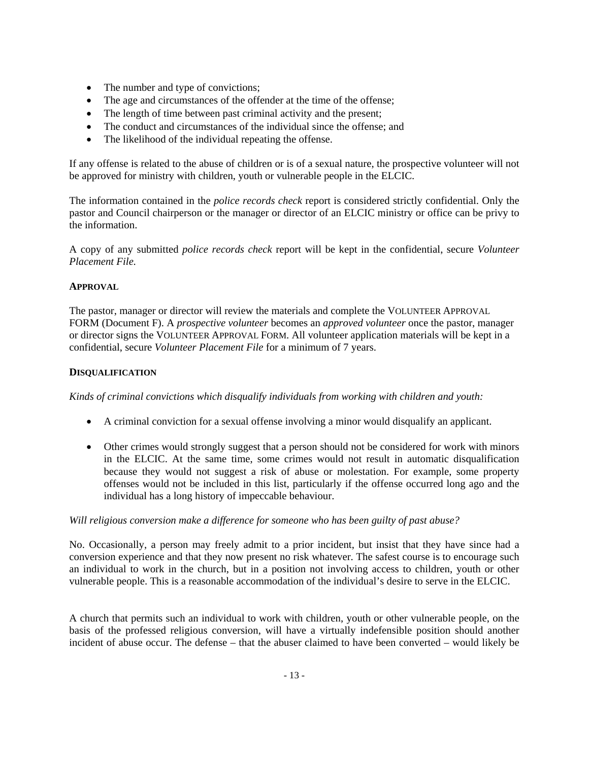- The number and type of convictions;
- The age and circumstances of the offender at the time of the offense;
- The length of time between past criminal activity and the present;
- The conduct and circumstances of the individual since the offense; and
- The likelihood of the individual repeating the offense.

If any offense is related to the abuse of children or is of a sexual nature, the prospective volunteer will not be approved for ministry with children, youth or vulnerable people in the ELCIC.

The information contained in the *police records check* report is considered strictly confidential. Only the pastor and Council chairperson or the manager or director of an ELCIC ministry or office can be privy to the information.

A copy of any submitted *police records check* report will be kept in the confidential, secure *Volunteer Placement File.*

#### APPROVAL

The pastor, manager or director will review the materials and complete the VOLUNTEER APPROVAL FORM (Document F). A *prospective volunteer* becomes an *approved volunteer* once the pastor, manager or director signs the VOLUNTEER APPROVAL FORM. All volunteer application materials will be kept in a confidential, secure *Volunteer Placement File* for a minimum of 7 years.

#### DISQUALIFICATION

*Kinds of criminal convictions which disqualify individuals from working with children and youth:*

- A criminal conviction for a sexual offense involving a minor would disqualify an applicant.
- Other crimes would strongly suggest that a person should not be considered for work with minors in the ELCIC. At the same time, some crimes would not result in automatic disqualification because they would not suggest a risk of abuse or molestation. For example, some property offenses would not be included in this list, particularly if the offense occurred long ago and the individual has a long history of impeccable behaviour.

*Will religious conversion make a difference for someone who has been guilty of past abuse?*

No. Occasionally, a person may freely admit to a prior incident, but insist that they have since had a conversion experience and that they now present no risk whatever. The safest course is to encourage such an individual to work in the church, but in a position not involving access to children, youth or other vulnerable people. This is a reasonable accommodation of the individual's desire to serve in the ELCIC.

A church that permits such an individual to work with children, youth or other vulnerable people, on the basis of the professed religious conversion, will have a virtually indefensible position should another incident of abuse occur. The defense – that the abuser claimed to have been converted – would likely be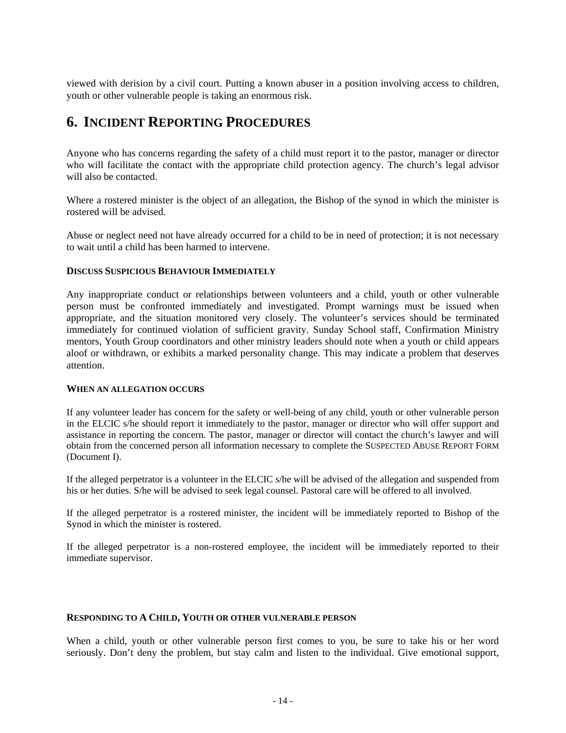viewed with derision by a civil court. Putting a known abuser in a position involving access to children, youth or other vulnerable people is taking an enormous risk.

# 6. INCIDENT REPORTING PROCEDURES

Anyone who has concerns regarding the safety of a child must report it to the pastor, manager or director who will facilitate the contact with the appropriate child protection agency. The church's legal advisor will also be contacted.

Where a rostered minister is the object of an allegation, the Bishop of the synod in which the minister is rostered will be advised.

Abuse or neglect need not have already occurred for a child to be in need of protection; it is not necessary to wait until a child has been harmed to intervene.

#### DISCUSS SUSPICIOUS BEHAVIOUR IMMEDIATELY

Any inappropriate conduct or relationships between volunteers and a child, youth or other vulnerable person must be confronted immediately and investigated. Prompt warnings must be issued when appropriate, and the situation monitored very closely. The volunteer's services should be terminated immediately for continued violation of sufficient gravity. Sunday School staff, Confirmation Ministry mentors, Youth Group coordinators and other ministry leaders should note when a youth or child appears aloof or withdrawn, or exhibits a marked personality change. This may indicate a problem that deserves attention.

#### WHEN AN ALLEGATION OCCURS

If any volunteer leader has concern for the safety or well-being of any child, youth or other vulnerable person in the ELCIC s/he should report it immediately to the pastor, manager or director who will offer support and assistance in reporting the concern. The pastor, manager or director will contact the church's lawyer and will obtain from the concerned person all information necessary to complete the SUSPECTED ABUSE REPORT FORM (Document I).

If the alleged perpetrator is a volunteer in the ELCIC s/he will be advised of the allegation and suspended from his or her duties. S/he will be advised to seek legal counsel. Pastoral care will be offered to all involved.

If the alleged perpetrator is a rostered minister, the incident will be immediately reported to Bishop of the Synod in which the minister is rostered.

If the alleged perpetrator is a non-rostered employee, the incident will be immediately reported to their immediate supervisor.

#### RESPONDING TO A CHILD, YOUTH OR OTHER VULNERABLE PERSON

When a child, youth or other vulnerable person first comes to you, be sure to take his or her word seriously. Don't deny the problem, but stay calm and listen to the individual. Give emotional support,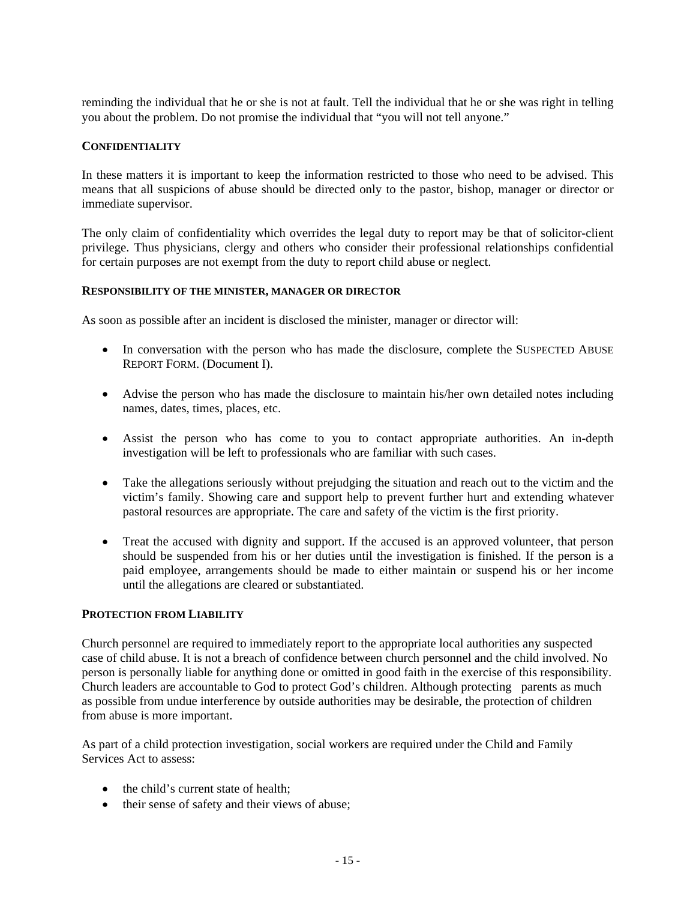reminding the individual that he or she is not at fault. Tell the individual that he or she was right in telling you about the problem. Do not promise the individual that "you will not tell anyone."

### CONFIDENTIALITY

In these matters it is important to keep the information restricted to those who need to be advised. This means that all suspicions of abuse should be directed only to the pastor, bishop, manager or director or immediate supervisor.

The only claim of confidentiality which overrides the legal duty to report may be that of solicitor-client privilege. Thus physicians, clergy and others who consider their professional relationships confidential for certain purposes are not exempt from the duty to report child abuse or neglect.

### RESPONSIBILITY OF THE MINISTER, MANAGER OR DIRECTOR

As soon as possible after an incident is disclosed the minister, manager or director will:

- In conversation with the person who has made the disclosure, complete the SUSPECTED ABUSE REPORT FORM. (Document I).
- Advise the person who has made the disclosure to maintain his/her own detailed notes including names, dates, times, places, etc.
- Assist the person who has come to you to contact appropriate authorities. An in-depth investigation will be left to professionals who are familiar with such cases.
- Take the allegations seriously without prejudging the situation and reach out to the victim and the victim's family. Showing care and support help to prevent further hurt and extending whatever pastoral resources are appropriate. The care and safety of the victim is the first priority.
- Treat the accused with dignity and support. If the accused is an approved volunteer, that person should be suspended from his or her duties until the investigation is finished. If the person is a paid employee, arrangements should be made to either maintain or suspend his or her income until the allegations are cleared or substantiated.

### PROTECTION FROM LIABILITY

Church personnel are required to immediately report to the appropriate local authorities any suspected case of child abuse. It is not a breach of confidence between church personnel and the child involved. No person is personally liable for anything done or omitted in good faith in the exercise of this responsibility. Church leaders are accountable to God to protect God's children. Although protecting parents as much as possible from undue interference by outside authorities may be desirable, the protection of children from abuse is more important.

As part of a child protection investigation, social workers are required under the Child and Family Services Act to assess:

- the child's current state of health;
- their sense of safety and their views of abuse;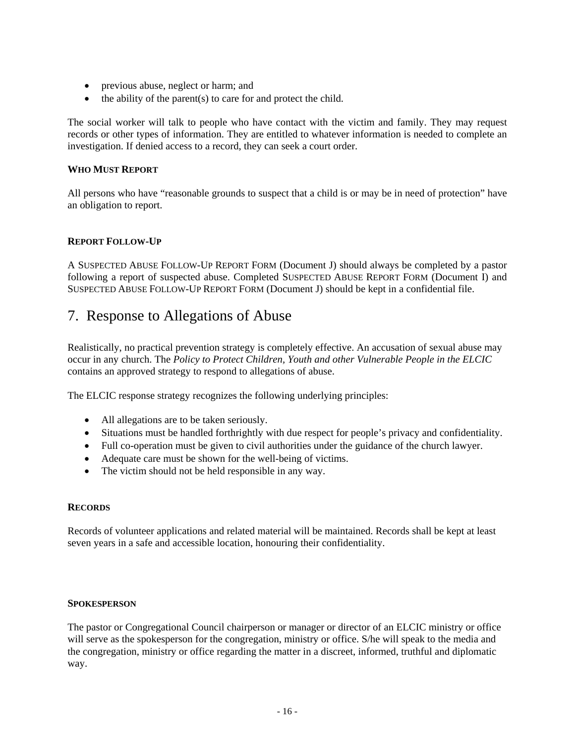- previous abuse, neglect or harm; and
- the ability of the parent(s) to care for and protect the child.

The social worker will talk to people who have contact with the victim and family. They may request records or other types of information. They are entitled to whatever information is needed to complete an investigation. If denied access to a record, they can seek a court order.

#### WHO MUST REPORT

All persons who have "reasonable grounds to suspect that a child is or may be in need of protection" have an obligation to report.

#### REPORT FOLLOW-UP

A SUSPECTED ABUSE FOLLOW-UP REPORT FORM (Document J) should always be completed by a pastor following a report of suspected abuse. Completed SUSPECTED ABUSE REPORT FORM (Document I) and SUSPECTED ABUSE FOLLOW-UP REPORT FORM (Document J) should be kept in a confidential file.

## 7. Response to Allegations of Abuse

Realistically, no practical prevention strategy is completely effective. An accusation of sexual abuse may occur in any church. The *Policy to Protect Children, Youth and other Vulnerable People in the ELCIC* contains an approved strategy to respond to allegations of abuse.

The ELCIC response strategy recognizes the following underlying principles:

- All allegations are to be taken seriously.
- Situations must be handled forthrightly with due respect for people's privacy and confidentiality.
- Full co-operation must be given to civil authorities under the guidance of the church lawyer.
- Adequate care must be shown for the well-being of victims.
- The victim should not be held responsible in any way.

#### RECORDS

Records of volunteer applications and related material will be maintained. Records shall be kept at least seven years in a safe and accessible location, honouring their confidentiality.

#### SPOKESPERSON

The pastor or Congregational Council chairperson or manager or director of an ELCIC ministry or office will serve as the spokesperson for the congregation, ministry or office. S/he will speak to the media and the congregation, ministry or office regarding the matter in a discreet, informed, truthful and diplomatic way.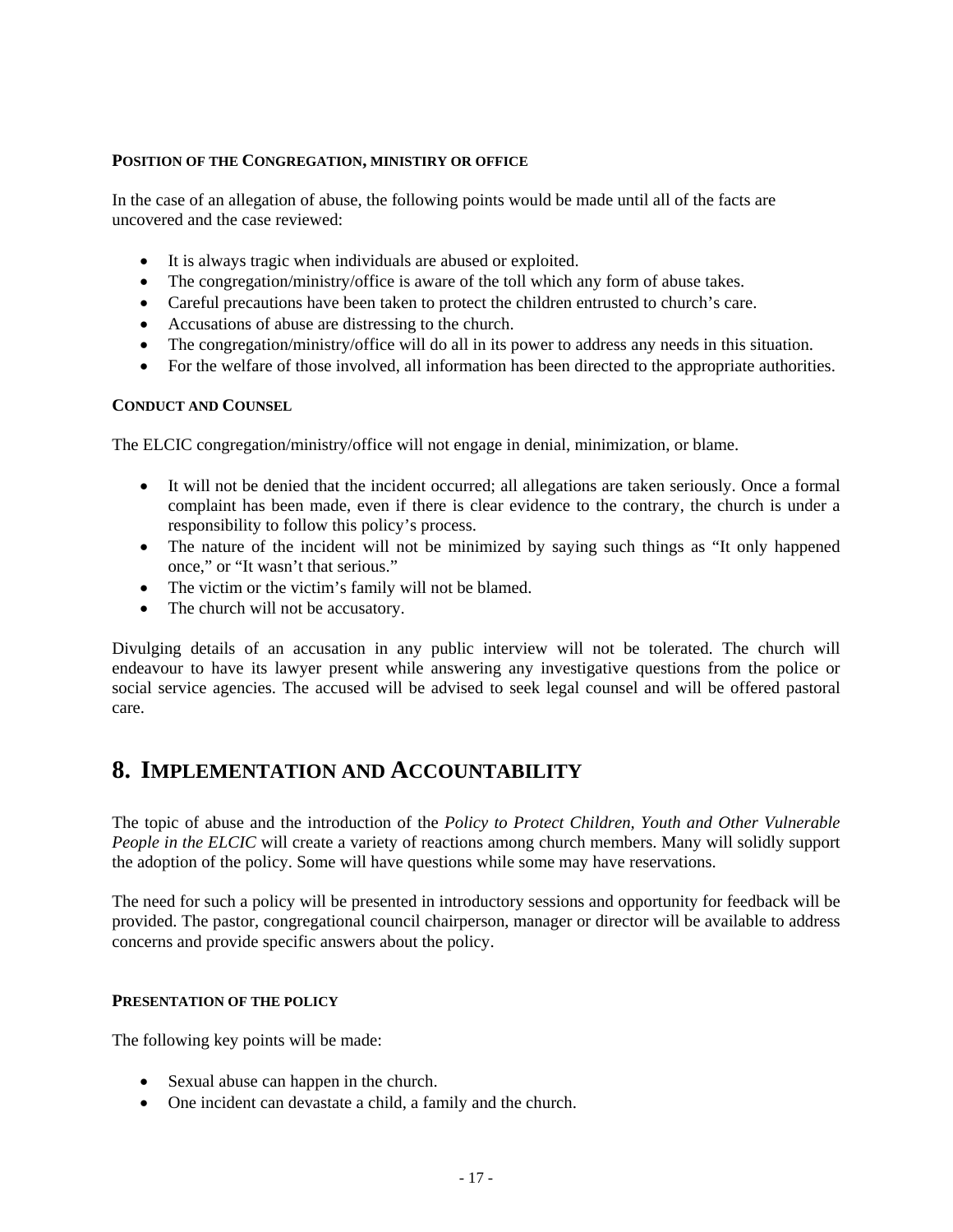**POSITION OF THE CONGREGATION, MINISTIRY OR OFFICE**

In the case of an allegation of abuse, the following points would be made until all of the facts are uncovered and the case reviewed:

- It is always tragic when individuals are abused or exploited.
- The congregation/ministry/office is aware of the toll which any form of abuse takes.
- Careful precautions have been taken to protect the children entrusted to church's care.
- Accusations of abuse are distressing to the church.
- The congregation/ministry/office will do all in its power to address any needs in this situation.
- For the welfare of those involved, all information has been directed to the appropriate authorities.

**CONDUCT AND COUNSEL**

The ELCIC congregation/ministry/office will not engage in denial, minimization, or blame.

- It will not be denied that the incident occurred; all allegations are taken seriously. Once a formal complaint has been made, even if there is clear evidence to the contrary, the church is under a responsibility to follow this policy's process.
- The nature of the incident will not be minimized by saying such things as "It only happened once," or "It wasn't that serious."
- The victim or the victim's family will not be blamed.
- The church will not be accusatory.

Divulging details of an accusation in any public interview will not be tolerated. The church will endeavour to have its lawyer present while answering any investigative questions from the police or social service agencies. The accused will be advised to seek legal counsel and will be offered pastoral care.

# 8. IMPLEMENTATION AND ACCOUNTABILITY

The topic of abuse and the introduction of the *Policy to Protect Children, Youth and Other Vulnerable People in the ELCIC* will create a variety of reactions among church members. Many will solidly support the adoption of the policy. Some will have questions while some may have reservations.

The need for such a policy will be presented in introductory sessions and opportunity for feedback will be provided. The pastor, congregational council chairperson, manager or director will be available to address concerns and provide specific answers about the policy.

**PRESENTATION OF THE POLICY**

The following key points will be made:

- Sexual abuse can happen in the church.
- One incident can devastate a child, a family and the church.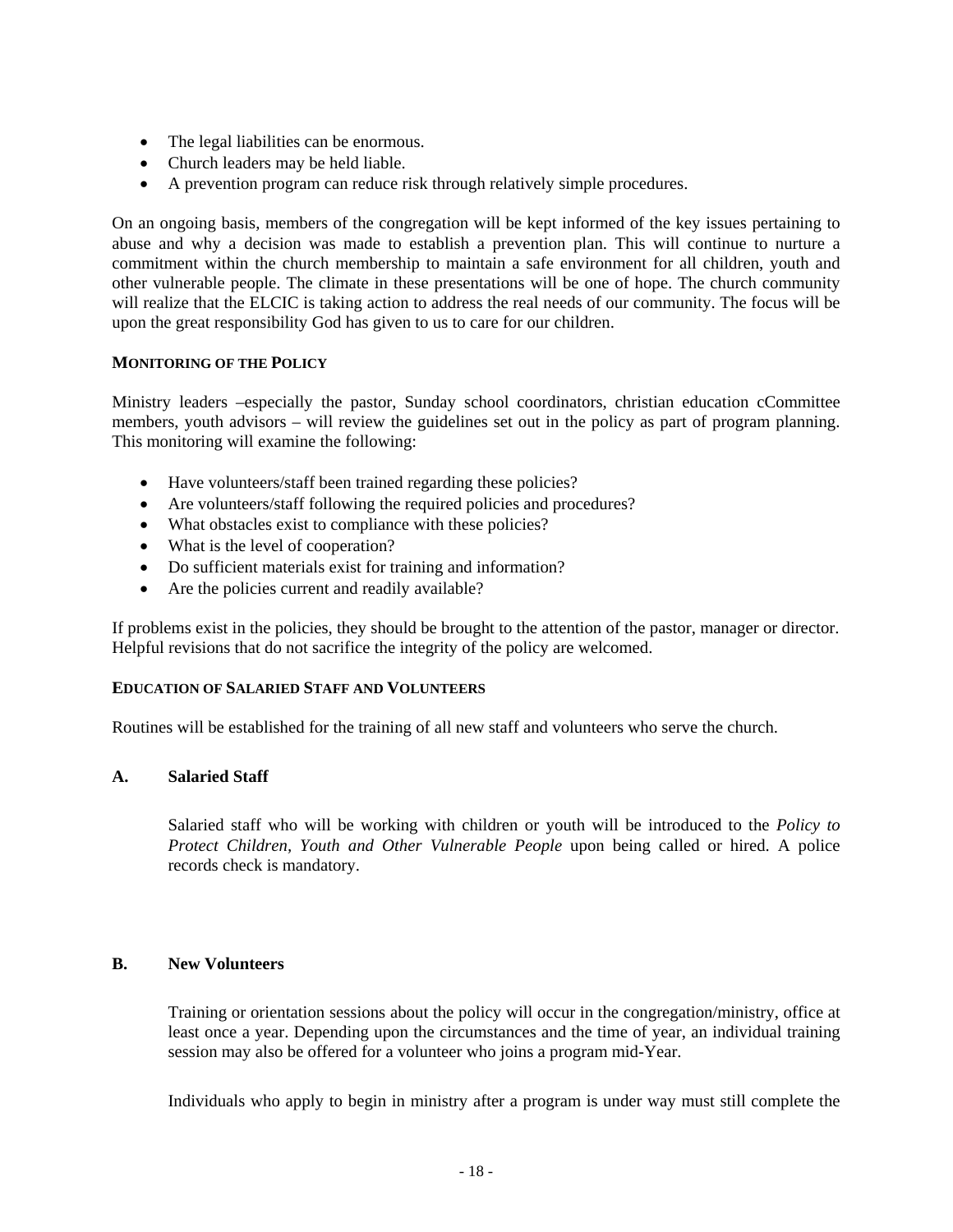- The legal liabilities can be enormous.
- Church leaders may be held liable.
- A prevention program can reduce risk through relatively simple procedures.

On an ongoing basis, members of the congregation will be kept informed of the key issues pertaining to abuse and why a decision was made to establish a prevention plan. This will continue to nurture a commitment within the church membership to maintain a safe environment for all children, youth and other vulnerable people. The climate in these presentations will be one of hope. The church community will realize that the ELCIC is taking action to address the real needs of our community. The focus will be upon the great responsibility God has given to us to care for our children.

#### MONITORING OF THE POLICY

Ministry leaders –especially the pastor, Sunday school coordinators, christian education cCommittee members, youth advisors – will review the guidelines set out in the policy as part of program planning. This monitoring will examine the following:

- Have volunteers/staff been trained regarding these policies?
- Are volunteers/staff following the required policies and procedures?
- What obstacles exist to compliance with these policies?
- What is the level of cooperation?
- Do sufficient materials exist for training and information?
- Are the policies current and readily available?

If problems exist in the policies, they should be brought to the attention of the pastor, manager or director. Helpful revisions that do not sacrifice the integrity of the policy are welcomed.

#### EDUCATION OF SALARIED STAFF AND VOLUNTEERS

Routines will be established for the training of all new staff and volunteers who serve the church.

**A. Salaried Staff**

Salaried staff who will be working with children or youth will be introduced to the *Policy to Protect Children, Youth and Other Vulnerable People* upon being called or hired. A police records check is mandatory.

**B. New Volunteers**

Training or orientation sessions about the policy will occur in the congregation/ministry, office at least once a year. Depending upon the circumstances and the time of year, an individual training session may also be offered for a volunteer who joins a program mid-Year.

Individuals who apply to begin in ministry after a program is under way must still complete the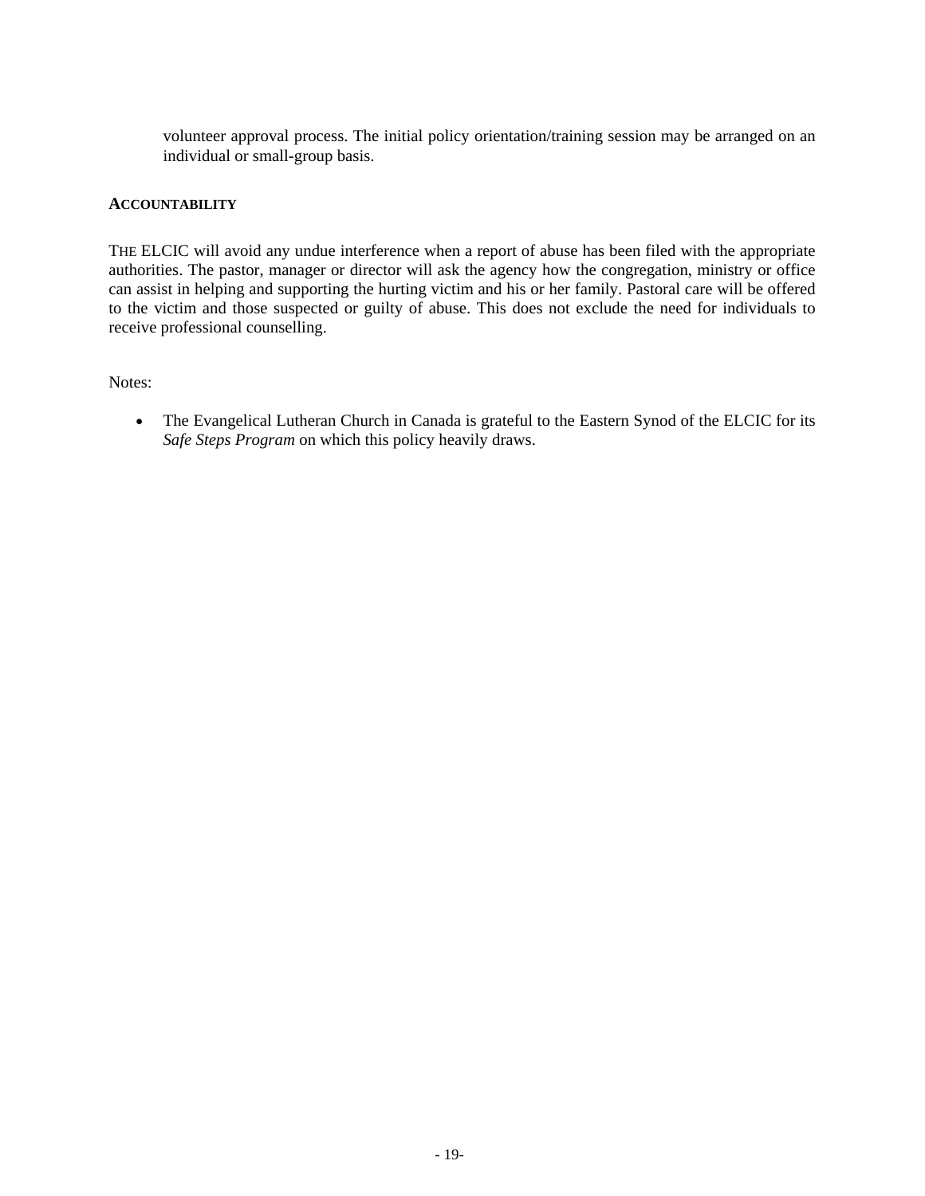volunteer approval process. The initial policy orientation/training session may be arranged on an individual or small-group basis.

**ACCOUNTABILITY**

THE ELCIC will avoid any undue interference when a report of abuse has been filed with the appropriate authorities. The pastor, manager or director will ask the agency how the congregation, ministry or office can assist in helping and supporting the hurting victim and his or her family. Pastoral care will be offered to the victim and those suspected or guilty of abuse. This does not exclude the need for individuals to receive professional counselling.

Notes:

- The Evangelical Lutheran Church in Canada is grateful to the Eastern Synod of the ELCIC for its *Safe Steps Program* on which this policy heavily draws.